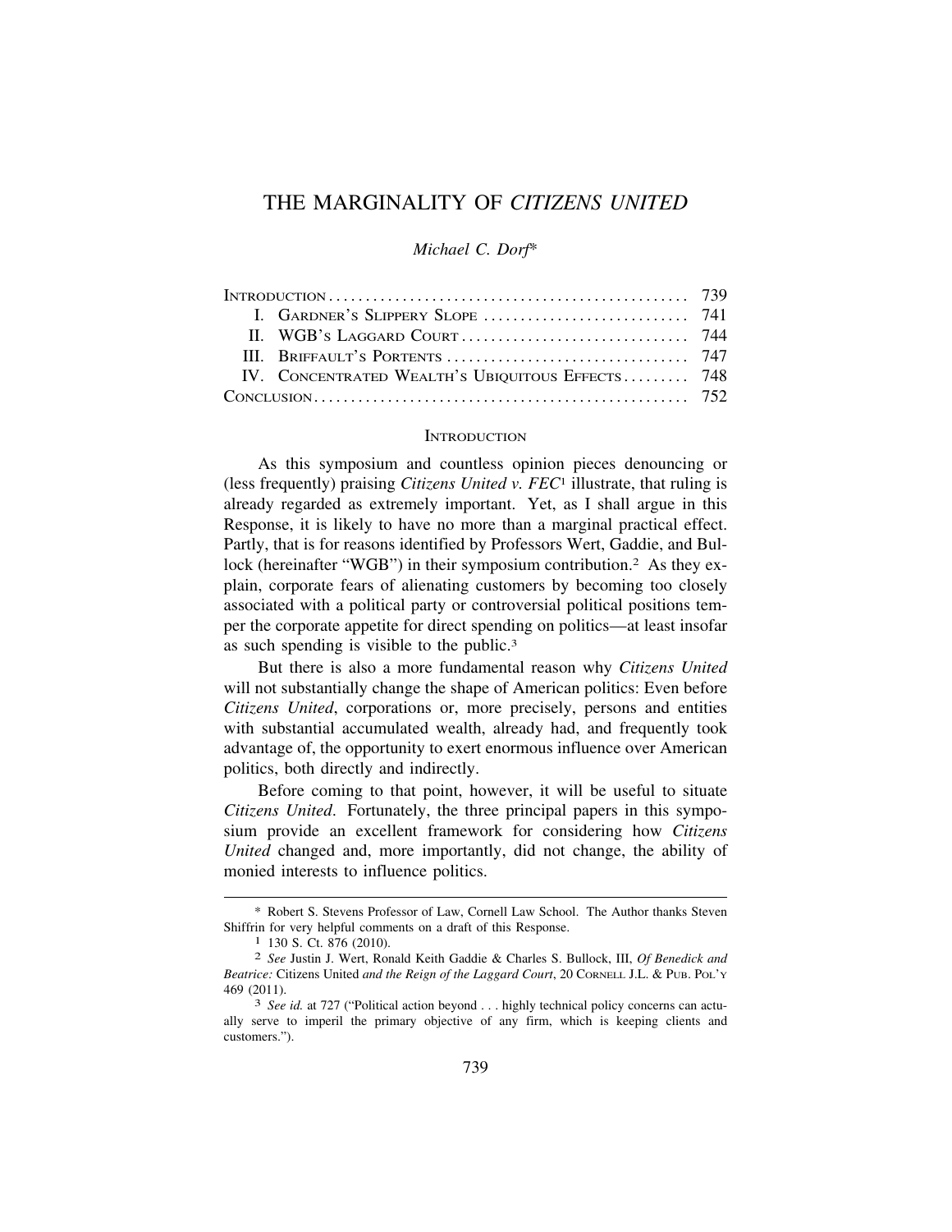# THE MARGINALITY OF *CITIZENS UNITED*

*Michael C. Dorf*\*

| | |
|---|---|
| INTRODUCTION | 739 |
| I. GARDNER'S SLIPPERY SLOPE | 741 |
| II. WGB'S LAGGARD COURT | 744 |
| III. BRIFFAULT'S PORTENTS | 747 |
| IV. CONCENTRATED WEALTH'S UBIQUITOUS EFFECTS | 748 |
| CONCLUSION | 752 |

## INTRODUCTION

As this symposium and countless opinion pieces denouncing or (less frequently) praising *Citizens United v. FEC*[1] illustrate, that ruling is already regarded as extremely important. Yet, as I shall argue in this Response, it is likely to have no more than a marginal practical effect. Partly, that is for reasons identified by Professors Wert, Gaddie, and Bullock (hereinafter "WGB") in their symposium contribution.[2] As they explain, corporate fears of alienating customers by becoming too closely associated with a political party or controversial political positions temper the corporate appetite for direct spending on politics—at least insofar as such spending is visible to the public.[3]

But there is also a more fundamental reason why *Citizens United* will not substantially change the shape of American politics: Even before *Citizens United*, corporations or, more precisely, persons and entities with substantial accumulated wealth, already had, and frequently took advantage of, the opportunity to exert enormous influence over American politics, both directly and indirectly.

Before coming to that point, however, it will be useful to situate *Citizens United*. Fortunately, the three principal papers in this symposium provide an excellent framework for considering how *Citizens United* changed and, more importantly, did not change, the ability of monied interests to influence politics.

---

\* Robert S. Stevens Professor of Law, Cornell Law School. The Author thanks Steven Shiffrin for very helpful comments on a draft of this Response.

[1] 130 S. Ct. 876 (2010).

[2] *See* Justin J. Wert, Ronald Keith Gaddie & Charles S. Bullock, III, *Of Benedick and Beatrice:* Citizens United *and the Reign of the Laggard Court*, 20 CORNELL J.L. & PUB. POL'Y 469 (2011).

[3] *See id.* at 727 ("Political action beyond . . . highly technical policy concerns can actually serve to imperil the primary objective of any firm, which is keeping clients and customers.").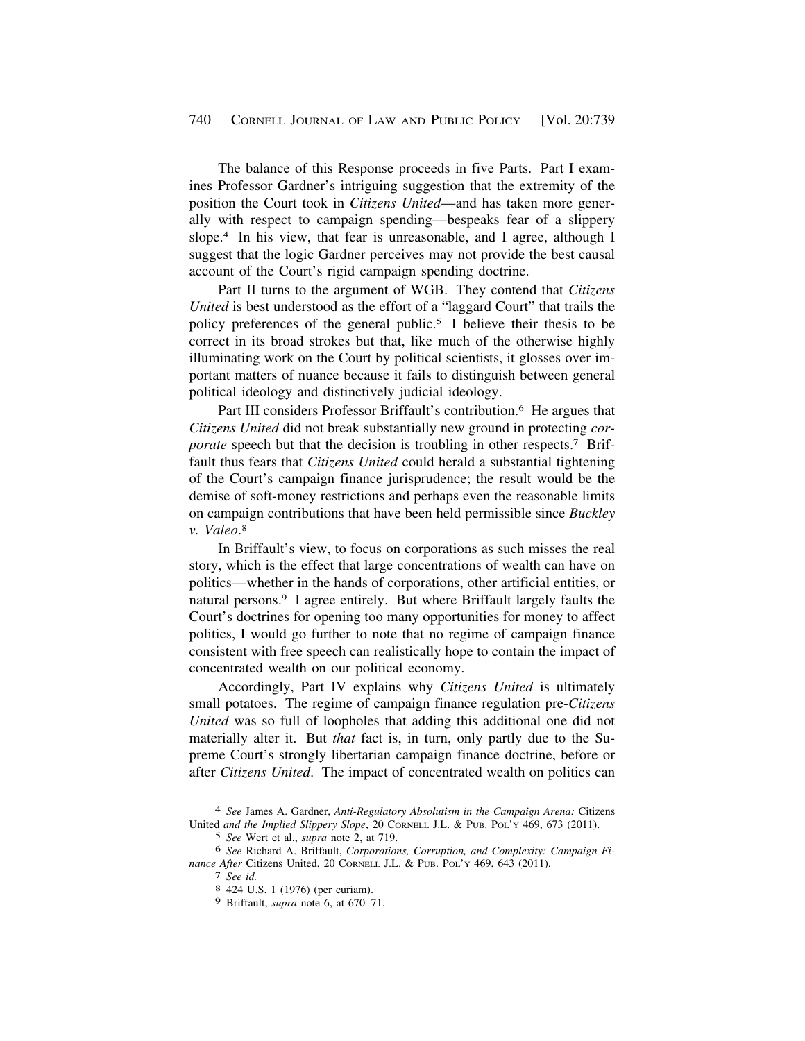The balance of this Response proceeds in five Parts. Part I examines Professor Gardner's intriguing suggestion that the extremity of the position the Court took in *Citizens United*—and has taken more generally with respect to campaign spending—bespeaks fear of a slippery slope.[4] In his view, that fear is unreasonable, and I agree, although I suggest that the logic Gardner perceives may not provide the best causal account of the Court's rigid campaign spending doctrine.

Part II turns to the argument of WGB. They contend that *Citizens United* is best understood as the effort of a "laggard Court" that trails the policy preferences of the general public.[5] I believe their thesis to be correct in its broad strokes but that, like much of the otherwise highly illuminating work on the Court by political scientists, it glosses over important matters of nuance because it fails to distinguish between general political ideology and distinctively judicial ideology.

Part III considers Professor Briffault's contribution.[6] He argues that *Citizens United* did not break substantially new ground in protecting *corporate* speech but that the decision is troubling in other respects.[7] Briffault thus fears that *Citizens United* could herald a substantial tightening of the Court's campaign finance jurisprudence; the result would be the demise of soft-money restrictions and perhaps even the reasonable limits on campaign contributions that have been held permissible since *Buckley v. Valeo*.[8]

In Briffault's view, to focus on corporations as such misses the real story, which is the effect that large concentrations of wealth can have on politics—whether in the hands of corporations, other artificial entities, or natural persons.[9] I agree entirely. But where Briffault largely faults the Court's doctrines for opening too many opportunities for money to affect politics, I would go further to note that no regime of campaign finance consistent with free speech can realistically hope to contain the impact of concentrated wealth on our political economy.

Accordingly, Part IV explains why *Citizens United* is ultimately small potatoes. The regime of campaign finance regulation pre-*Citizens United* was so full of loopholes that adding this additional one did not materially alter it. But *that* fact is, in turn, only partly due to the Supreme Court's strongly libertarian campaign finance doctrine, before or after *Citizens United*. The impact of concentrated wealth on politics can

---

4 *See* James A. Gardner, *Anti-Regulatory Absolutism in the Campaign Arena:* Citizens United *and the Implied Slippery Slope*, 20 CORNELL J.L. & PUB. POL'Y 469, 673 (2011).

5 *See* Wert et al., *supra* note 2, at 719.

6 *See* Richard A. Briffault, *Corporations, Corruption, and Complexity: Campaign Finance After* Citizens United, 20 CORNELL J.L. & PUB. POL'Y 469, 643 (2011).

7 *See id.*

8 424 U.S. 1 (1976) (per curiam).

9 Briffault, *supra* note 6, at 670–71.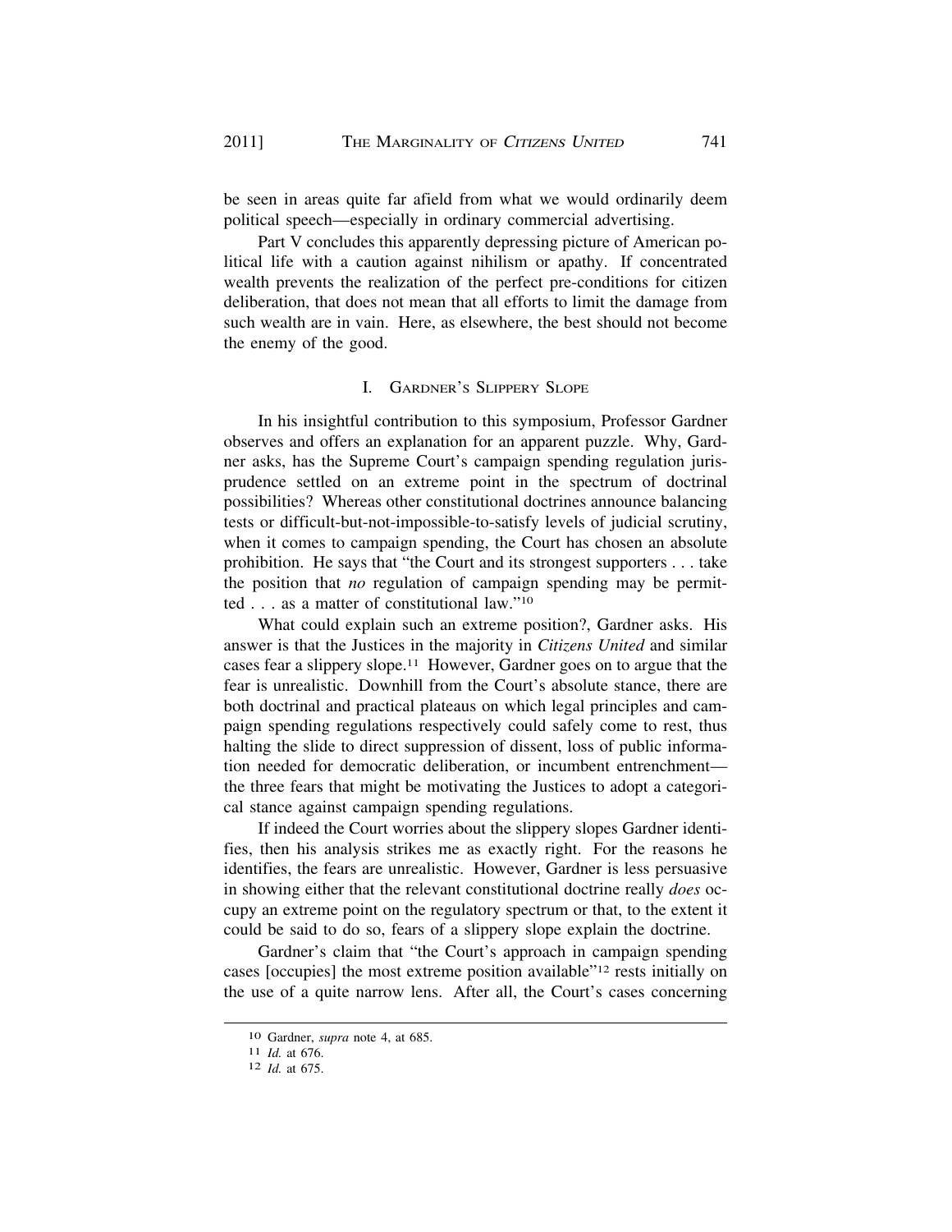be seen in areas quite far afield from what we would ordinarily deem political speech—especially in ordinary commercial advertising.

Part V concludes this apparently depressing picture of American political life with a caution against nihilism or apathy. If concentrated wealth prevents the realization of the perfect pre-conditions for citizen deliberation, that does not mean that all efforts to limit the damage from such wealth are in vain. Here, as elsewhere, the best should not become the enemy of the good.

## I. Gardner's Slippery Slope

In his insightful contribution to this symposium, Professor Gardner observes and offers an explanation for an apparent puzzle. Why, Gardner asks, has the Supreme Court's campaign spending regulation jurisprudence settled on an extreme point in the spectrum of doctrinal possibilities? Whereas other constitutional doctrines announce balancing tests or difficult-but-not-impossible-to-satisfy levels of judicial scrutiny, when it comes to campaign spending, the Court has chosen an absolute prohibition. He says that "the Court and its strongest supporters . . . take the position that *no* regulation of campaign spending may be permitted . . . as a matter of constitutional law."[10]

What could explain such an extreme position?, Gardner asks. His answer is that the Justices in the majority in *Citizens United* and similar cases fear a slippery slope.[11] However, Gardner goes on to argue that the fear is unrealistic. Downhill from the Court's absolute stance, there are both doctrinal and practical plateaus on which legal principles and campaign spending regulations respectively could safely come to rest, thus halting the slide to direct suppression of dissent, loss of public information needed for democratic deliberation, or incumbent entrenchment—the three fears that might be motivating the Justices to adopt a categorical stance against campaign spending regulations.

If indeed the Court worries about the slippery slopes Gardner identifies, then his analysis strikes me as exactly right. For the reasons he identifies, the fears are unrealistic. However, Gardner is less persuasive in showing either that the relevant constitutional doctrine really *does* occupy an extreme point on the regulatory spectrum or that, to the extent it could be said to do so, fears of a slippery slope explain the doctrine.

Gardner's claim that "the Court's approach in campaign spending cases [occupies] the most extreme position available"[12] rests initially on the use of a quite narrow lens. After all, the Court's cases concerning

---

[10] Gardner, *supra* note 4, at 685.

[11] *Id.* at 676.

[12] *Id.* at 675.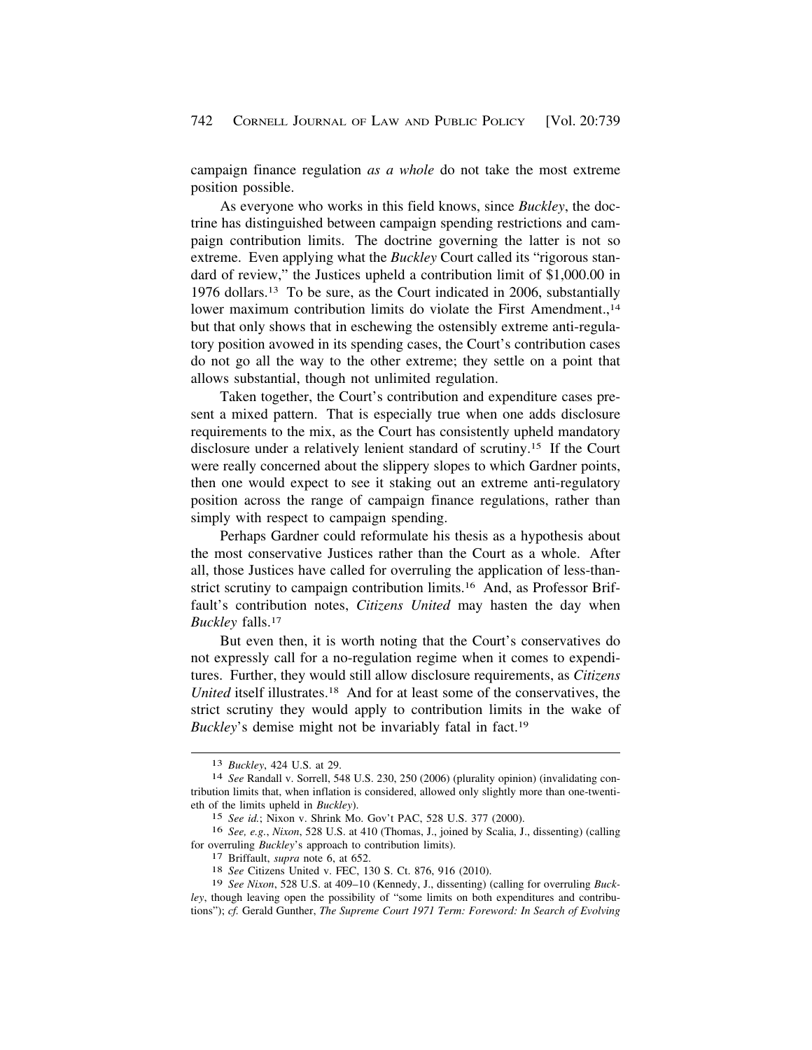campaign finance regulation *as a whole* do not take the most extreme position possible.

As everyone who works in this field knows, since *Buckley*, the doctrine has distinguished between campaign spending restrictions and campaign contribution limits. The doctrine governing the latter is not so extreme. Even applying what the *Buckley* Court called its "rigorous standard of review," the Justices upheld a contribution limit of $1,000.00 in 1976 dollars.[13] To be sure, as the Court indicated in 2006, substantially lower maximum contribution limits do violate the First Amendment.,[14] but that only shows that in eschewing the ostensibly extreme anti-regulatory position avowed in its spending cases, the Court's contribution cases do not go all the way to the other extreme; they settle on a point that allows substantial, though not unlimited regulation.

Taken together, the Court's contribution and expenditure cases present a mixed pattern. That is especially true when one adds disclosure requirements to the mix, as the Court has consistently upheld mandatory disclosure under a relatively lenient standard of scrutiny.[15] If the Court were really concerned about the slippery slopes to which Gardner points, then one would expect to see it staking out an extreme anti-regulatory position across the range of campaign finance regulations, rather than simply with respect to campaign spending.

Perhaps Gardner could reformulate his thesis as a hypothesis about the most conservative Justices rather than the Court as a whole. After all, those Justices have called for overruling the application of less-than-strict scrutiny to campaign contribution limits.[16] And, as Professor Briffault's contribution notes, *Citizens United* may hasten the day when *Buckley* falls.[17]

But even then, it is worth noting that the Court's conservatives do not expressly call for a no-regulation regime when it comes to expenditures. Further, they would still allow disclosure requirements, as *Citizens United* itself illustrates.[18] And for at least some of the conservatives, the strict scrutiny they would apply to contribution limits in the wake of *Buckley*'s demise might not be invariably fatal in fact.[19]

---

13 *Buckley*, 424 U.S. at 29.

14 *See* Randall v. Sorrell, 548 U.S. 230, 250 (2006) (plurality opinion) (invalidating contribution limits that, when inflation is considered, allowed only slightly more than one-twentieth of the limits upheld in *Buckley*).

15 *See id.*; Nixon v. Shrink Mo. Gov't PAC, 528 U.S. 377 (2000).

16 *See, e.g.*, *Nixon*, 528 U.S. at 410 (Thomas, J., joined by Scalia, J., dissenting) (calling for overruling *Buckley*'s approach to contribution limits).

17 Briffault, *supra* note 6, at 652.

18 *See* Citizens United v. FEC, 130 S. Ct. 876, 916 (2010).

19 *See Nixon*, 528 U.S. at 409–10 (Kennedy, J., dissenting) (calling for overruling *Buckley*, though leaving open the possibility of "some limits on both expenditures and contributions"); *cf.* Gerald Gunther, *The Supreme Court 1971 Term: Foreword: In Search of Evolving*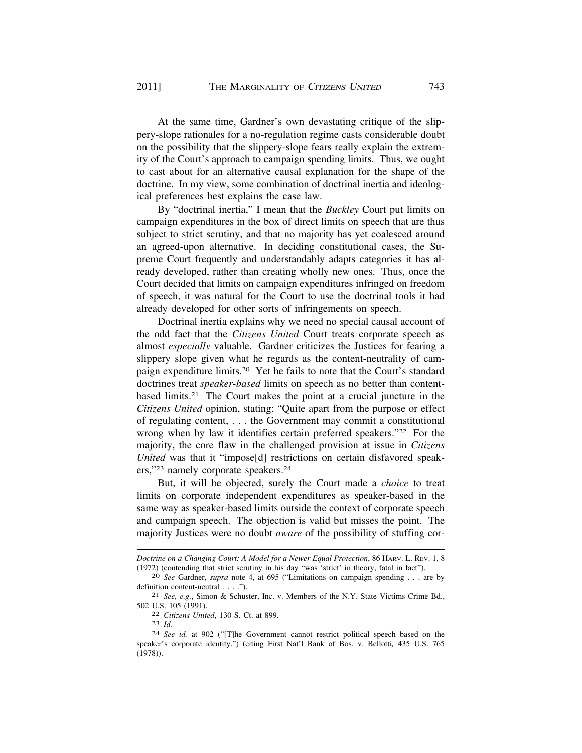At the same time, Gardner's own devastating critique of the slippery-slope rationales for a no-regulation regime casts considerable doubt on the possibility that the slippery-slope fears really explain the extremity of the Court's approach to campaign spending limits. Thus, we ought to cast about for an alternative causal explanation for the shape of the doctrine. In my view, some combination of doctrinal inertia and ideological preferences best explains the case law.

By "doctrinal inertia," I mean that the *Buckley* Court put limits on campaign expenditures in the box of direct limits on speech that are thus subject to strict scrutiny, and that no majority has yet coalesced around an agreed-upon alternative. In deciding constitutional cases, the Supreme Court frequently and understandably adapts categories it has already developed, rather than creating wholly new ones. Thus, once the Court decided that limits on campaign expenditures infringed on freedom of speech, it was natural for the Court to use the doctrinal tools it had already developed for other sorts of infringements on speech.

Doctrinal inertia explains why we need no special causal account of the odd fact that the *Citizens United* Court treats corporate speech as almost *especially* valuable. Gardner criticizes the Justices for fearing a slippery slope given what he regards as the content-neutrality of campaign expenditure limits.[20] Yet he fails to note that the Court's standard doctrines treat *speaker-based* limits on speech as no better than content-based limits.[21] The Court makes the point at a crucial juncture in the *Citizens United* opinion, stating: "Quite apart from the purpose or effect of regulating content, . . . the Government may commit a constitutional wrong when by law it identifies certain preferred speakers."[22] For the majority, the core flaw in the challenged provision at issue in *Citizens United* was that it "impose[d] restrictions on certain disfavored speakers,"[23] namely corporate speakers.[24]

But, it will be objected, surely the Court made a *choice* to treat limits on corporate independent expenditures as speaker-based in the same way as speaker-based limits outside the context of corporate speech and campaign speech. The objection is valid but misses the point. The majority Justices were no doubt *aware* of the possibility of stuffing cor-

---

*Doctrine on a Changing Court: A Model for a Newer Equal Protection*, 86 HARV. L. REV. 1, 8 (1972) (contending that strict scrutiny in his day "was 'strict' in theory, fatal in fact").

20 *See* Gardner, *supra* note 4, at 695 ("Limitations on campaign spending . . . are by definition content-neutral . . . .").

21 *See, e.g.*, Simon & Schuster, Inc. v. Members of the N.Y. State Victims Crime Bd., 502 U.S. 105 (1991).

22 *Citizens United*, 130 S. Ct. at 899.

23 *Id.*

24 *See id.* at 902 ("[T]he Government cannot restrict political speech based on the speaker's corporate identity.") (citing First Nat'l Bank of Bos. v. Bellotti, 435 U.S. 765 (1978)).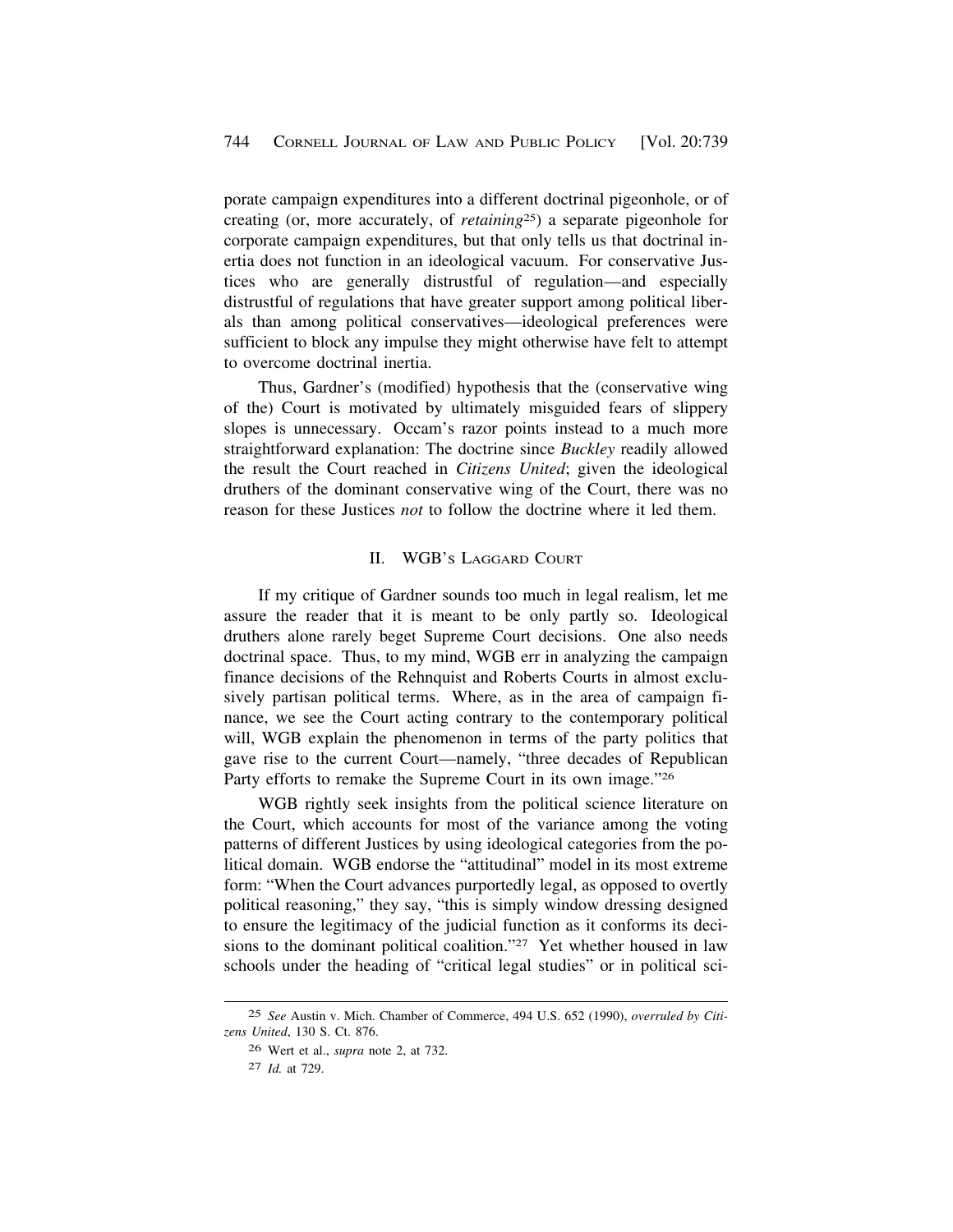porate campaign expenditures into a different doctrinal pigeonhole, or of creating (or, more accurately, of *retaining*[25]) a separate pigeonhole for corporate campaign expenditures, but that only tells us that doctrinal inertia does not function in an ideological vacuum. For conservative Justices who are generally distrustful of regulation—and especially distrustful of regulations that have greater support among political liberals than among political conservatives—ideological preferences were sufficient to block any impulse they might otherwise have felt to attempt to overcome doctrinal inertia.

Thus, Gardner's (modified) hypothesis that the (conservative wing of the) Court is motivated by ultimately misguided fears of slippery slopes is unnecessary. Occam's razor points instead to a much more straightforward explanation: The doctrine since *Buckley* readily allowed the result the Court reached in *Citizens United*; given the ideological druthers of the dominant conservative wing of the Court, there was no reason for these Justices *not* to follow the doctrine where it led them.

## II. WGB's Laggard Court

If my critique of Gardner sounds too much in legal realism, let me assure the reader that it is meant to be only partly so. Ideological druthers alone rarely beget Supreme Court decisions. One also needs doctrinal space. Thus, to my mind, WGB err in analyzing the campaign finance decisions of the Rehnquist and Roberts Courts in almost exclusively partisan political terms. Where, as in the area of campaign finance, we see the Court acting contrary to the contemporary political will, WGB explain the phenomenon in terms of the party politics that gave rise to the current Court—namely, "three decades of Republican Party efforts to remake the Supreme Court in its own image."[26]

WGB rightly seek insights from the political science literature on the Court, which accounts for most of the variance among the voting patterns of different Justices by using ideological categories from the political domain. WGB endorse the "attitudinal" model in its most extreme form: "When the Court advances purportedly legal, as opposed to overtly political reasoning," they say, "this is simply window dressing designed to ensure the legitimacy of the judicial function as it conforms its decisions to the dominant political coalition."[27] Yet whether housed in law schools under the heading of "critical legal studies" or in political sci-

---

[25] *See* Austin v. Mich. Chamber of Commerce, 494 U.S. 652 (1990), *overruled by Citizens United*, 130 S. Ct. 876.

[26] Wert et al., *supra* note 2, at 732.

[27] *Id.* at 729.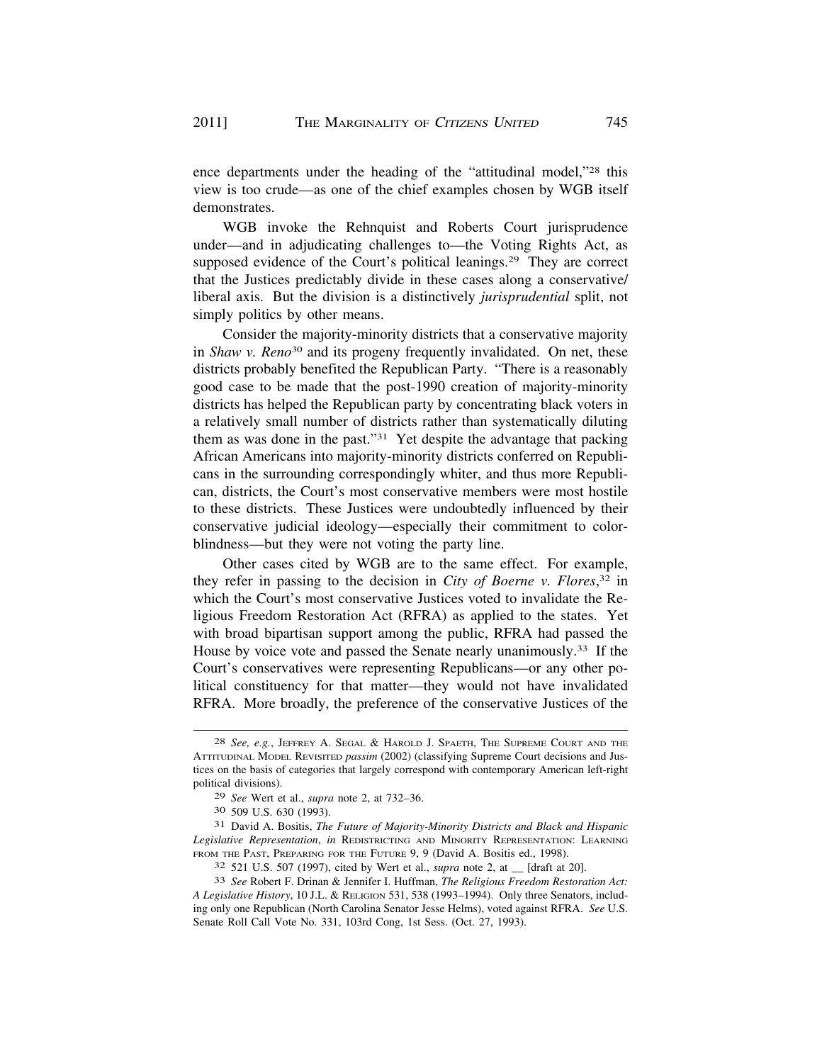ence departments under the heading of the "attitudinal model,"[28] this view is too crude—as one of the chief examples chosen by WGB itself demonstrates.

WGB invoke the Rehnquist and Roberts Court jurisprudence under—and in adjudicating challenges to—the Voting Rights Act, as supposed evidence of the Court's political leanings.[29] They are correct that the Justices predictably divide in these cases along a conservative/ liberal axis. But the division is a distinctively *jurisprudential* split, not simply politics by other means.

Consider the majority-minority districts that a conservative majority in *Shaw v. Reno*[30] and its progeny frequently invalidated. On net, these districts probably benefited the Republican Party. "There is a reasonably good case to be made that the post-1990 creation of majority-minority districts has helped the Republican party by concentrating black voters in a relatively small number of districts rather than systematically diluting them as was done in the past."[31] Yet despite the advantage that packing African Americans into majority-minority districts conferred on Republicans in the surrounding correspondingly whiter, and thus more Republican, districts, the Court's most conservative members were most hostile to these districts. These Justices were undoubtedly influenced by their conservative judicial ideology—especially their commitment to colorblindness—but they were not voting the party line.

Other cases cited by WGB are to the same effect. For example, they refer in passing to the decision in *City of Boerne v. Flores*,[32] in which the Court's most conservative Justices voted to invalidate the Religious Freedom Restoration Act (RFRA) as applied to the states. Yet with broad bipartisan support among the public, RFRA had passed the House by voice vote and passed the Senate nearly unanimously.[33] If the Court's conservatives were representing Republicans—or any other political constituency for that matter—they would not have invalidated RFRA. More broadly, the preference of the conservative Justices of the

---

[28] *See, e.g.*, JEFFREY A. SEGAL & HAROLD J. SPAETH, THE SUPREME COURT AND THE ATTITUDINAL MODEL REVISITED *passim* (2002) (classifying Supreme Court decisions and Justices on the basis of categories that largely correspond with contemporary American left-right political divisions).

[29] *See* Wert et al., *supra* note 2, at 732–36.

[30] 509 U.S. 630 (1993).

[31] David A. Bositis, *The Future of Majority-Minority Districts and Black and Hispanic Legislative Representation*, *in* REDISTRICTING AND MINORITY REPRESENTATION: LEARNING FROM THE PAST, PREPARING FOR THE FUTURE 9, 9 (David A. Bositis ed., 1998).

[32] 521 U.S. 507 (1997), cited by Wert et al., *supra* note 2, at __ [draft at 20].

[33] *See* Robert F. Drinan & Jennifer I. Huffman, *The Religious Freedom Restoration Act: A Legislative History*, 10 J.L. & RELIGION 531, 538 (1993–1994). Only three Senators, including only one Republican (North Carolina Senator Jesse Helms), voted against RFRA. *See* U.S. Senate Roll Call Vote No. 331, 103rd Cong, 1st Sess. (Oct. 27, 1993).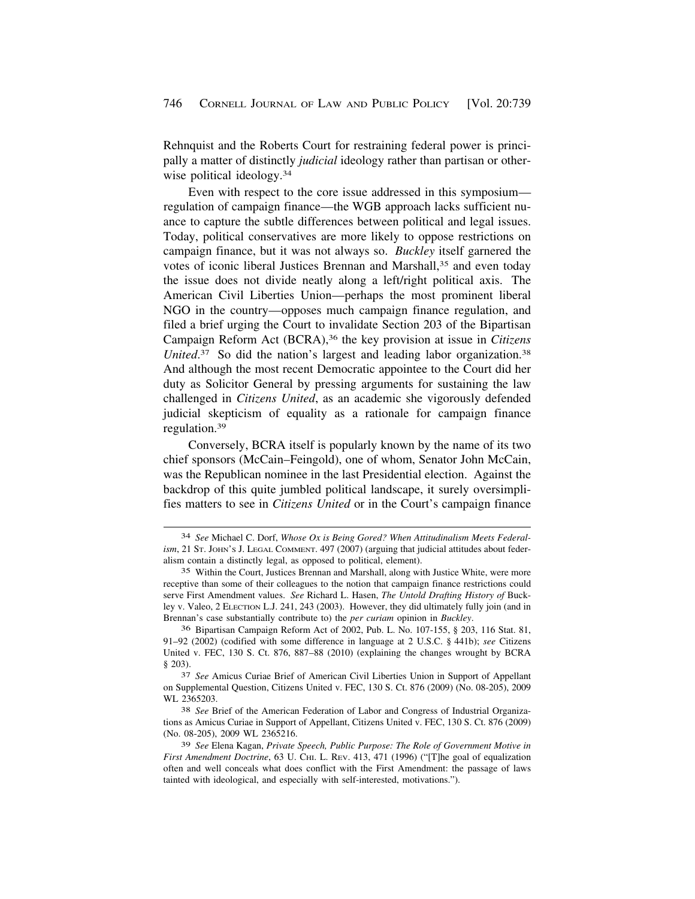Rehnquist and the Roberts Court for restraining federal power is principally a matter of distinctly *judicial* ideology rather than partisan or otherwise political ideology.[34]

Even with respect to the core issue addressed in this symposium—regulation of campaign finance—the WGB approach lacks sufficient nuance to capture the subtle differences between political and legal issues. Today, political conservatives are more likely to oppose restrictions on campaign finance, but it was not always so. *Buckley* itself garnered the votes of iconic liberal Justices Brennan and Marshall,[35] and even today the issue does not divide neatly along a left/right political axis. The American Civil Liberties Union—perhaps the most prominent liberal NGO in the country—opposes much campaign finance regulation, and filed a brief urging the Court to invalidate Section 203 of the Bipartisan Campaign Reform Act (BCRA),[36] the key provision at issue in *Citizens United*.[37] So did the nation's largest and leading labor organization.[38] And although the most recent Democratic appointee to the Court did her duty as Solicitor General by pressing arguments for sustaining the law challenged in *Citizens United*, as an academic she vigorously defended judicial skepticism of equality as a rationale for campaign finance regulation.[39]

Conversely, BCRA itself is popularly known by the name of its two chief sponsors (McCain–Feingold), one of whom, Senator John McCain, was the Republican nominee in the last Presidential election. Against the backdrop of this quite jumbled political landscape, it surely oversimplifies matters to see in *Citizens United* or in the Court's campaign finance

---

[34] *See* Michael C. Dorf, *Whose Ox is Being Gored? When Attitudinalism Meets Federalism*, 21 ST. JOHN'S J. LEGAL COMMENT. 497 (2007) (arguing that judicial attitudes about federalism contain a distinctly legal, as opposed to political, element).

[35] Within the Court, Justices Brennan and Marshall, along with Justice White, were more receptive than some of their colleagues to the notion that campaign finance restrictions could serve First Amendment values. *See* Richard L. Hasen, *The Untold Drafting History of* Buckley v. Valeo, 2 ELECTION L.J. 241, 243 (2003). However, they did ultimately fully join (and in Brennan's case substantially contribute to) the *per curiam* opinion in *Buckley*.

[36] Bipartisan Campaign Reform Act of 2002, Pub. L. No. 107-155, § 203, 116 Stat. 81, 91–92 (2002) (codified with some difference in language at 2 U.S.C. § 441b); *see* Citizens United v. FEC, 130 S. Ct. 876, 887–88 (2010) (explaining the changes wrought by BCRA § 203).

[37] *See* Amicus Curiae Brief of American Civil Liberties Union in Support of Appellant on Supplemental Question, Citizens United v. FEC, 130 S. Ct. 876 (2009) (No. 08-205), 2009 WL 2365203.

[38] *See* Brief of the American Federation of Labor and Congress of Industrial Organizations as Amicus Curiae in Support of Appellant, Citizens United v. FEC, 130 S. Ct. 876 (2009) (No. 08-205), 2009 WL 2365216.

[39] *See* Elena Kagan, *Private Speech, Public Purpose: The Role of Government Motive in First Amendment Doctrine*, 63 U. CHI. L. REV. 413, 471 (1996) ("[T]he goal of equalization often and well conceals what does conflict with the First Amendment: the passage of laws tainted with ideological, and especially with self-interested, motivations.").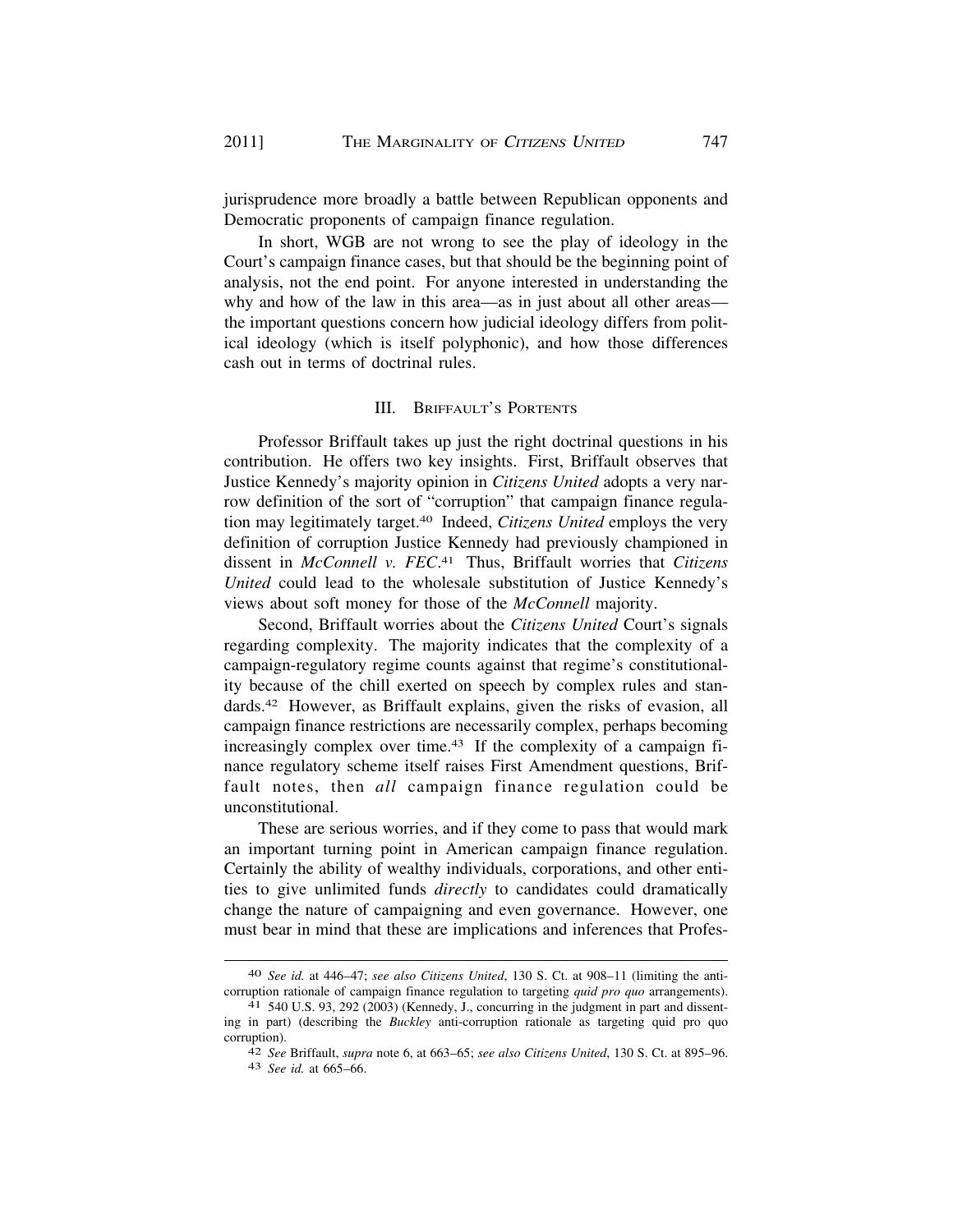jurisprudence more broadly a battle between Republican opponents and Democratic proponents of campaign finance regulation.

In short, WGB are not wrong to see the play of ideology in the Court's campaign finance cases, but that should be the beginning point of analysis, not the end point. For anyone interested in understanding the why and how of the law in this area—as in just about all other areas—the important questions concern how judicial ideology differs from political ideology (which is itself polyphonic), and how those differences cash out in terms of doctrinal rules.

## III. Briffault's Portents

Professor Briffault takes up just the right doctrinal questions in his contribution. He offers two key insights. First, Briffault observes that Justice Kennedy's majority opinion in *Citizens United* adopts a very narrow definition of the sort of "corruption" that campaign finance regulation may legitimately target.[40] Indeed, *Citizens United* employs the very definition of corruption Justice Kennedy had previously championed in dissent in *McConnell v. FEC*.[41] Thus, Briffault worries that *Citizens United* could lead to the wholesale substitution of Justice Kennedy's views about soft money for those of the *McConnell* majority.

Second, Briffault worries about the *Citizens United* Court's signals regarding complexity. The majority indicates that the complexity of a campaign-regulatory regime counts against that regime's constitutionality because of the chill exerted on speech by complex rules and standards.[42] However, as Briffault explains, given the risks of evasion, all campaign finance restrictions are necessarily complex, perhaps becoming increasingly complex over time.[43] If the complexity of a campaign finance regulatory scheme itself raises First Amendment questions, Briffault notes, then *all* campaign finance regulation could be unconstitutional.

These are serious worries, and if they come to pass that would mark an important turning point in American campaign finance regulation. Certainly the ability of wealthy individuals, corporations, and other entities to give unlimited funds *directly* to candidates could dramatically change the nature of campaigning and even governance. However, one must bear in mind that these are implications and inferences that Profes-

---

40 *See id.* at 446–47; *see also Citizens United*, 130 S. Ct. at 908–11 (limiting the anti-corruption rationale of campaign finance regulation to targeting *quid pro quo* arrangements).

41 540 U.S. 93, 292 (2003) (Kennedy, J., concurring in the judgment in part and dissenting in part) (describing the *Buckley* anti-corruption rationale as targeting quid pro quo corruption).

42 *See* Briffault, *supra* note 6, at 663–65; *see also Citizens United*, 130 S. Ct. at 895–96.

43 *See id.* at 665–66.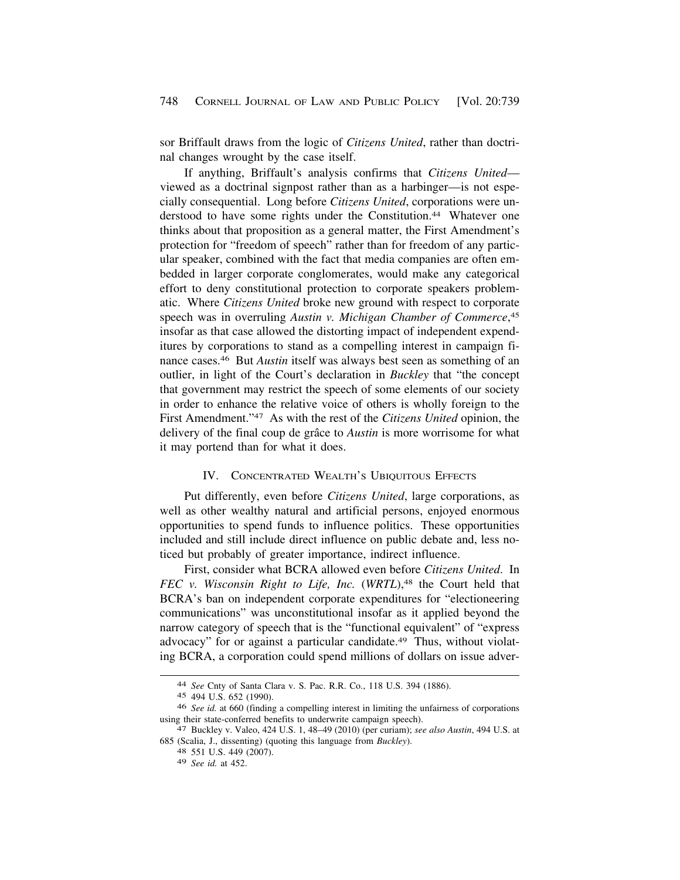sor Briffault draws from the logic of *Citizens United*, rather than doctrinal changes wrought by the case itself.

If anything, Briffault's analysis confirms that *Citizens United*—viewed as a doctrinal signpost rather than as a harbinger—is not especially consequential. Long before *Citizens United*, corporations were understood to have some rights under the Constitution.[44] Whatever one thinks about that proposition as a general matter, the First Amendment's protection for "freedom of speech" rather than for freedom of any particular speaker, combined with the fact that media companies are often embedded in larger corporate conglomerates, would make any categorical effort to deny constitutional protection to corporate speakers problematic. Where *Citizens United* broke new ground with respect to corporate speech was in overruling *Austin v. Michigan Chamber of Commerce*,[45] insofar as that case allowed the distorting impact of independent expenditures by corporations to stand as a compelling interest in campaign finance cases.[46] But *Austin* itself was always best seen as something of an outlier, in light of the Court's declaration in *Buckley* that "the concept that government may restrict the speech of some elements of our society in order to enhance the relative voice of others is wholly foreign to the First Amendment."[47] As with the rest of the *Citizens United* opinion, the delivery of the final coup de grâce to *Austin* is more worrisome for what it may portend than for what it does.

## IV. Concentrated Wealth's Ubiquitous Effects

Put differently, even before *Citizens United*, large corporations, as well as other wealthy natural and artificial persons, enjoyed enormous opportunities to spend funds to influence politics. These opportunities included and still include direct influence on public debate and, less noticed but probably of greater importance, indirect influence.

First, consider what BCRA allowed even before *Citizens United*. In *FEC v. Wisconsin Right to Life, Inc.* (*WRTL*),[48] the Court held that BCRA's ban on independent corporate expenditures for "electioneering communications" was unconstitutional insofar as it applied beyond the narrow category of speech that is the "functional equivalent" of "express advocacy" for or against a particular candidate.[49] Thus, without violating BCRA, a corporation could spend millions of dollars on issue adver-

---

[44] *See* Cnty of Santa Clara v. S. Pac. R.R. Co., 118 U.S. 394 (1886).

[45] 494 U.S. 652 (1990).

[46] *See id.* at 660 (finding a compelling interest in limiting the unfairness of corporations using their state-conferred benefits to underwrite campaign speech).

[47] Buckley v. Valeo, 424 U.S. 1, 48–49 (2010) (per curiam); *see also Austin*, 494 U.S. at 685 (Scalia, J., dissenting) (quoting this language from *Buckley*).

[48] 551 U.S. 449 (2007).

[49] *See id.* at 452.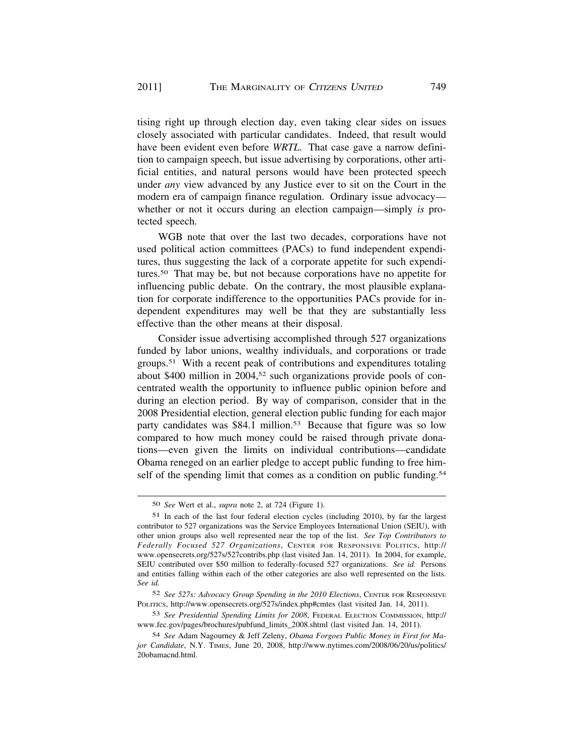tising right up through election day, even taking clear sides on issues closely associated with particular candidates. Indeed, that result would have been evident even before *WRTL*. That case gave a narrow definition to campaign speech, but issue advertising by corporations, other artificial entities, and natural persons would have been protected speech under *any* view advanced by any Justice ever to sit on the Court in the modern era of campaign finance regulation. Ordinary issue advocacy—whether or not it occurs during an election campaign—simply *is* protected speech.

WGB note that over the last two decades, corporations have not used political action committees (PACs) to fund independent expenditures, thus suggesting the lack of a corporate appetite for such expenditures.[50] That may be, but not because corporations have no appetite for influencing public debate. On the contrary, the most plausible explanation for corporate indifference to the opportunities PACs provide for independent expenditures may well be that they are substantially less effective than the other means at their disposal.

Consider issue advertising accomplished through 527 organizations funded by labor unions, wealthy individuals, and corporations or trade groups.[51] With a recent peak of contributions and expenditures totaling about $400 million in 2004,[52] such organizations provide pools of concentrated wealth the opportunity to influence public opinion before and during an election period. By way of comparison, consider that in the 2008 Presidential election, general election public funding for each major party candidates was $84.1 million.[53] Because that figure was so low compared to how much money could be raised through private donations—even given the limits on individual contributions—candidate Obama reneged on an earlier pledge to accept public funding to free himself of the spending limit that comes as a condition on public funding.[54]

---

[50] *See* Wert et al., *supra* note 2, at 724 (Figure 1).

[51] In each of the last four federal election cycles (including 2010), by far the largest contributor to 527 organizations was the Service Employees International Union (SEIU), with other union groups also well represented near the top of the list. *See Top Contributors to Federally Focused 527 Organizations*, CENTER FOR RESPONSIVE POLITICS, http://www.opensecrets.org/527s/527contribs.php (last visited Jan. 14, 2011). In 2004, for example, SEIU contributed over $50 million to federally-focused 527 organizations. *See id.* Persons and entities falling within each of the other categories are also well represented on the lists. *See id.*

[52] *See 527s: Advocacy Group Spending in the 2010 Elections*, CENTER FOR RESPONSIVE POLITICS, http://www.opensecrets.org/527s/index.php#cmtes (last visited Jan. 14, 2011).

[53] *See Presidential Spending Limits for 2008*, FEDERAL ELECTION COMMISSION, http://www.fec.gov/pages/brochures/pubfund_limits_2008.shtml (last visited Jan. 14, 2011).

[54] *See* Adam Nagourney & Jeff Zeleny, *Obama Forgoes Public Money in First for Major Candidate*, N.Y. TIMES, June 20, 2008, http://www.nytimes.com/2008/06/20/us/politics/20obamacnd.html.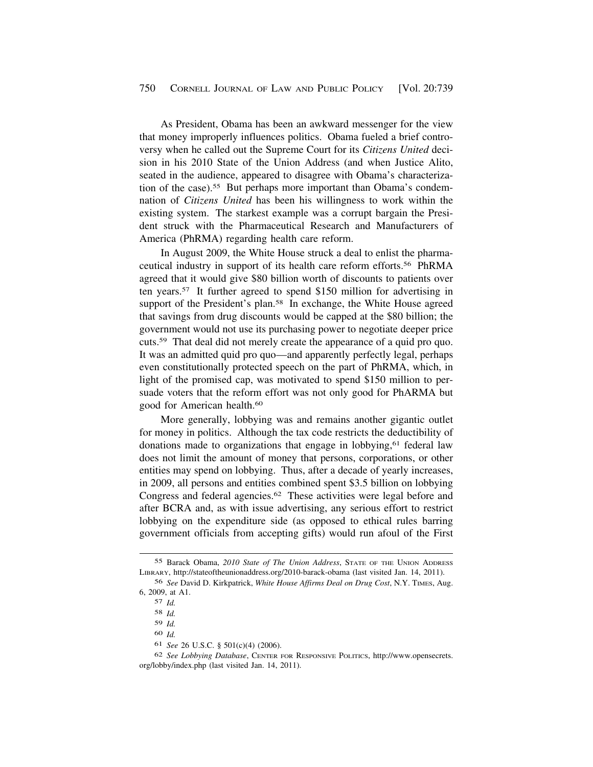As President, Obama has been an awkward messenger for the view that money improperly influences politics. Obama fueled a brief controversy when he called out the Supreme Court for its *Citizens United* decision in his 2010 State of the Union Address (and when Justice Alito, seated in the audience, appeared to disagree with Obama's characterization of the case).[55] But perhaps more important than Obama's condemnation of *Citizens United* has been his willingness to work within the existing system. The starkest example was a corrupt bargain the President struck with the Pharmaceutical Research and Manufacturers of America (PhRMA) regarding health care reform.

In August 2009, the White House struck a deal to enlist the pharmaceutical industry in support of its health care reform efforts.[56] PhRMA agreed that it would give $80 billion worth of discounts to patients over ten years.[57] It further agreed to spend $150 million for advertising in support of the President's plan.[58] In exchange, the White House agreed that savings from drug discounts would be capped at the $80 billion; the government would not use its purchasing power to negotiate deeper price cuts.[59] That deal did not merely create the appearance of a quid pro quo. It was an admitted quid pro quo—and apparently perfectly legal, perhaps even constitutionally protected speech on the part of PhRMA, which, in light of the promised cap, was motivated to spend $150 million to persuade voters that the reform effort was not only good for PhARMA but good for American health.[60]

More generally, lobbying was and remains another gigantic outlet for money in politics. Although the tax code restricts the deductibility of donations made to organizations that engage in lobbying,[61] federal law does not limit the amount of money that persons, corporations, or other entities may spend on lobbying. Thus, after a decade of yearly increases, in 2009, all persons and entities combined spent $3.5 billion on lobbying Congress and federal agencies.[62] These activities were legal before and after BCRA and, as with issue advertising, any serious effort to restrict lobbying on the expenditure side (as opposed to ethical rules barring government officials from accepting gifts) would run afoul of the First

---

55 Barack Obama, *2010 State of The Union Address*, STATE OF THE UNION ADDRESS LIBRARY, http://stateoftheunionaddress.org/2010-barack-obama (last visited Jan. 14, 2011).

56 *See* David D. Kirkpatrick, *White House Affirms Deal on Drug Cost*, N.Y. TIMES, Aug. 6, 2009, at A1.

57 *Id.*

58 *Id.*

59 *Id.*

60 *Id.*

61 *See* 26 U.S.C. § 501(c)(4) (2006).

62 *See Lobbying Database*, CENTER FOR RESPONSIVE POLITICS, http://www.opensecrets.org/lobby/index.php (last visited Jan. 14, 2011).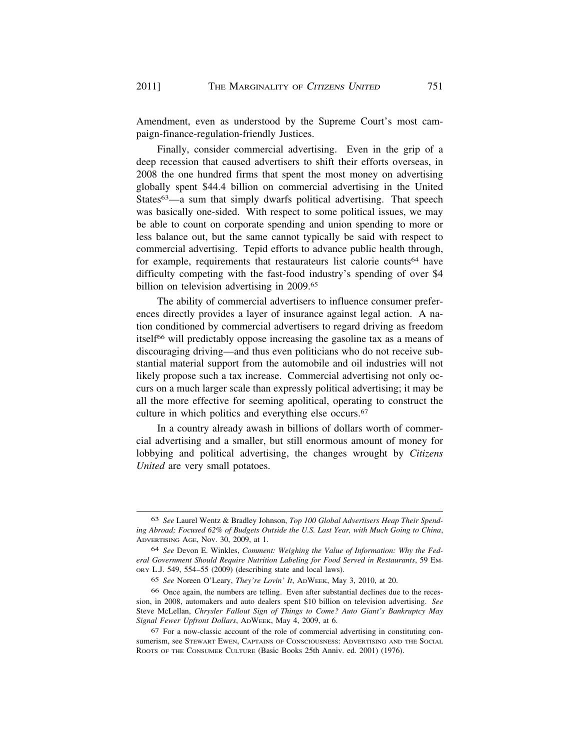Amendment, even as understood by the Supreme Court's most campaign-finance-regulation-friendly Justices.

Finally, consider commercial advertising. Even in the grip of a deep recession that caused advertisers to shift their efforts overseas, in 2008 the one hundred firms that spent the most money on advertising globally spent $44.4 billion on commercial advertising in the United States[63]—a sum that simply dwarfs political advertising. That speech was basically one-sided. With respect to some political issues, we may be able to count on corporate spending and union spending to more or less balance out, but the same cannot typically be said with respect to commercial advertising. Tepid efforts to advance public health through, for example, requirements that restaurateurs list calorie counts[64] have difficulty competing with the fast-food industry's spending of over $4 billion on television advertising in 2009.[65]

The ability of commercial advertisers to influence consumer preferences directly provides a layer of insurance against legal action. A nation conditioned by commercial advertisers to regard driving as freedom itself[66] will predictably oppose increasing the gasoline tax as a means of discouraging driving—and thus even politicians who do not receive substantial material support from the automobile and oil industries will not likely propose such a tax increase. Commercial advertising not only occurs on a much larger scale than expressly political advertising; it may be all the more effective for seeming apolitical, operating to construct the culture in which politics and everything else occurs.[67]

In a country already awash in billions of dollars worth of commercial advertising and a smaller, but still enormous amount of money for lobbying and political advertising, the changes wrought by *Citizens United* are very small potatoes.

---

[63] *See* Laurel Wentz & Bradley Johnson, *Top 100 Global Advertisers Heap Their Spending Abroad; Focused 62% of Budgets Outside the U.S. Last Year, with Much Going to China*, ADVERTISING AGE, Nov. 30, 2009, at 1.

[64] *See* Devon E. Winkles, *Comment: Weighing the Value of Information: Why the Federal Government Should Require Nutrition Labeling for Food Served in Restaurants*, 59 EMORY L.J. 549, 554–55 (2009) (describing state and local laws).

[65] *See* Noreen O'Leary, *They're Lovin' It*, ADWEEK, May 3, 2010, at 20.

[66] Once again, the numbers are telling. Even after substantial declines due to the recession, in 2008, automakers and auto dealers spent $10 billion on television advertising. *See* Steve McLellan, *Chrysler Fallout Sign of Things to Come? Auto Giant's Bankruptcy May Signal Fewer Upfront Dollars*, ADWEEK, May 4, 2009, at 6.

[67] For a now-classic account of the role of commercial advertising in constituting consumerism, see STEWART EWEN, CAPTAINS OF CONSCIOUSNESS: ADVERTISING AND THE SOCIAL ROOTS OF THE CONSUMER CULTURE (Basic Books 25th Anniv. ed. 2001) (1976).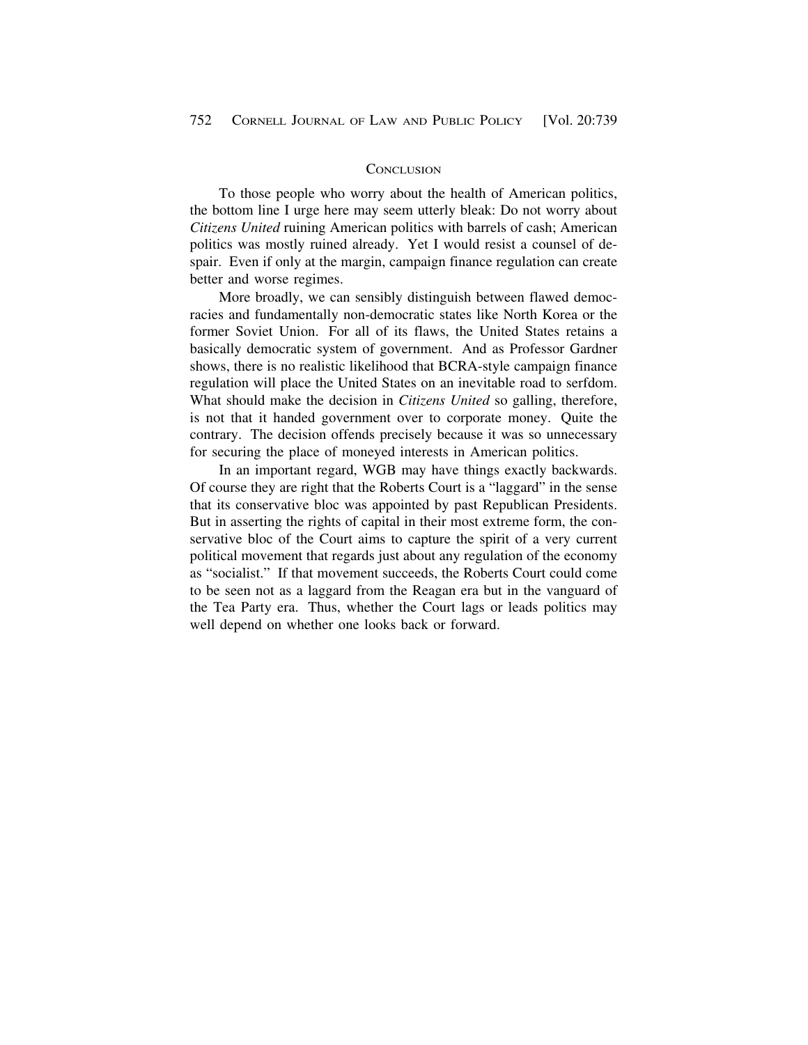## Conclusion

To those people who worry about the health of American politics, the bottom line I urge here may seem utterly bleak: Do not worry about *Citizens United* ruining American politics with barrels of cash; American politics was mostly ruined already. Yet I would resist a counsel of despair. Even if only at the margin, campaign finance regulation can create better and worse regimes.

More broadly, we can sensibly distinguish between flawed democracies and fundamentally non-democratic states like North Korea or the former Soviet Union. For all of its flaws, the United States retains a basically democratic system of government. And as Professor Gardner shows, there is no realistic likelihood that BCRA-style campaign finance regulation will place the United States on an inevitable road to serfdom. What should make the decision in *Citizens United* so galling, therefore, is not that it handed government over to corporate money. Quite the contrary. The decision offends precisely because it was so unnecessary for securing the place of moneyed interests in American politics.

In an important regard, WGB may have things exactly backwards. Of course they are right that the Roberts Court is a "laggard" in the sense that its conservative bloc was appointed by past Republican Presidents. But in asserting the rights of capital in their most extreme form, the conservative bloc of the Court aims to capture the spirit of a very current political movement that regards just about any regulation of the economy as "socialist." If that movement succeeds, the Roberts Court could come to be seen not as a laggard from the Reagan era but in the vanguard of the Tea Party era. Thus, whether the Court lags or leads politics may well depend on whether one looks back or forward.